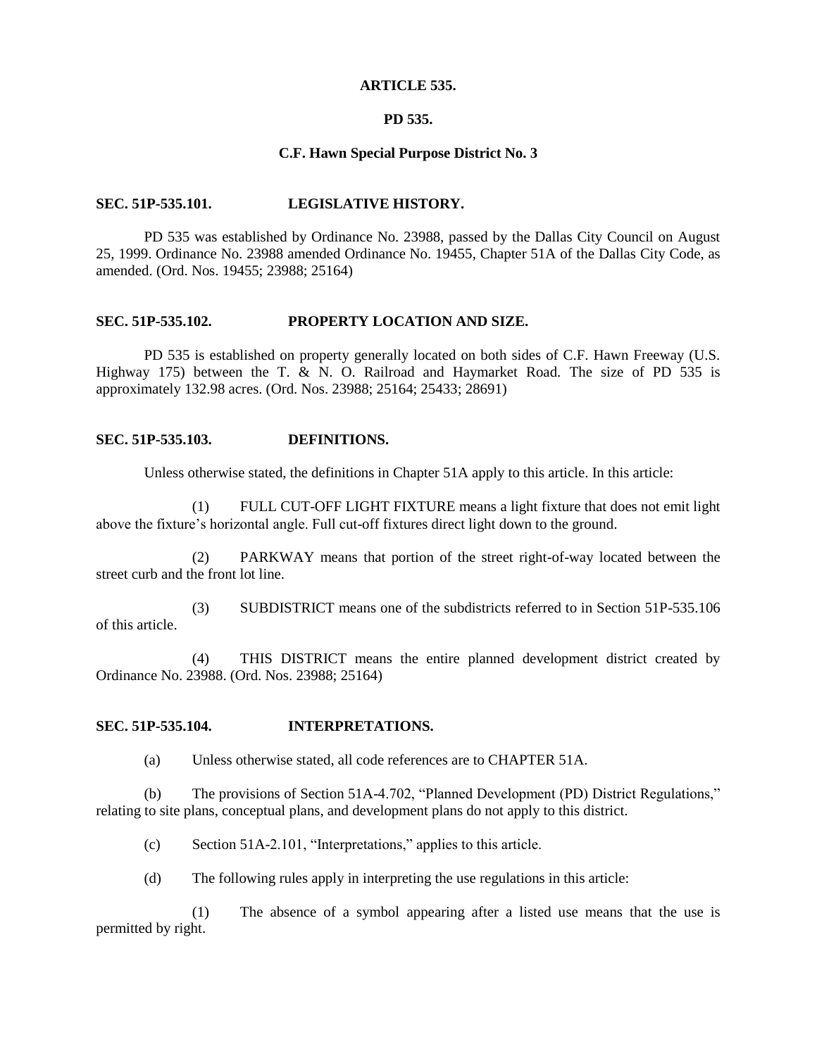# ARTICLE 535.

## PD 535.

## C.F. Hawn Special Purpose District No. 3

### SEC. 51P-535.101. LEGISLATIVE HISTORY.

PD 535 was established by Ordinance No. 23988, passed by the Dallas City Council on August 25, 1999. Ordinance No. 23988 amended Ordinance No. 19455, Chapter 51A of the Dallas City Code, as amended. (Ord. Nos. 19455; 23988; 25164)

### SEC. 51P-535.102. PROPERTY LOCATION AND SIZE.

PD 535 is established on property generally located on both sides of C.F. Hawn Freeway (U.S. Highway 175) between the T. & N. O. Railroad and Haymarket Road. The size of PD 535 is approximately 132.98 acres. (Ord. Nos. 23988; 25164; 25433; 28691)

### SEC. 51P-535.103. DEFINITIONS.

Unless otherwise stated, the definitions in Chapter 51A apply to this article. In this article:

(1) FULL CUT-OFF LIGHT FIXTURE means a light fixture that does not emit light above the fixture's horizontal angle. Full cut-off fixtures direct light down to the ground.

(2) PARKWAY means that portion of the street right-of-way located between the street curb and the front lot line.

(3) SUBDISTRICT means one of the subdistricts referred to in Section 51P-535.106 of this article.

(4) THIS DISTRICT means the entire planned development district created by Ordinance No. 23988. (Ord. Nos. 23988; 25164)

### SEC. 51P-535.104. INTERPRETATIONS.

(a) Unless otherwise stated, all code references are to CHAPTER 51A.

(b) The provisions of Section 51A-4.702, "Planned Development (PD) District Regulations," relating to site plans, conceptual plans, and development plans do not apply to this district.

(c) Section 51A-2.101, "Interpretations," applies to this article.

(d) The following rules apply in interpreting the use regulations in this article:

(1) The absence of a symbol appearing after a listed use means that the use is permitted by right.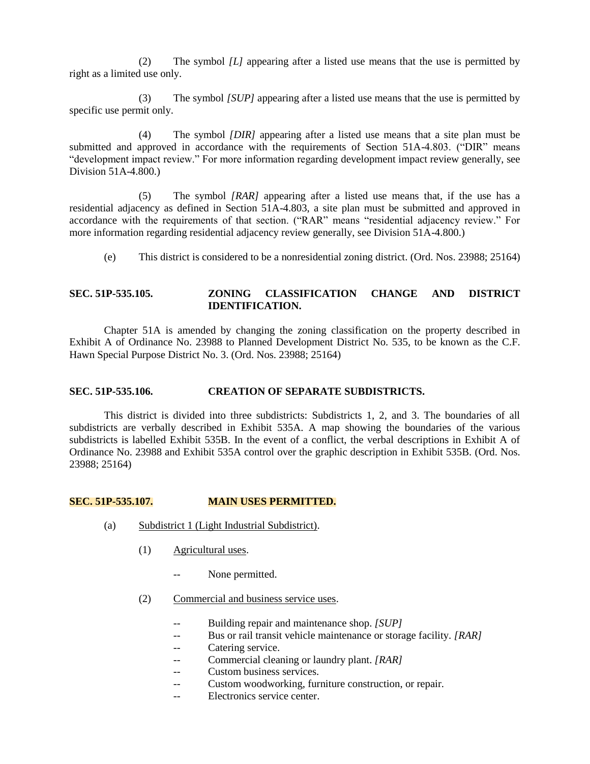(2) The symbol *[L]* appearing after a listed use means that the use is permitted by right as a limited use only.

(3) The symbol *[SUP]* appearing after a listed use means that the use is permitted by specific use permit only.

(4) The symbol *[DIR]* appearing after a listed use means that a site plan must be submitted and approved in accordance with the requirements of Section 51A-4.803. ("DIR" means "development impact review." For more information regarding development impact review generally, see Division 51A-4.800.)

(5) The symbol *[RAR]* appearing after a listed use means that, if the use has a residential adjacency as defined in Section 51A-4.803, a site plan must be submitted and approved in accordance with the requirements of that section. ("RAR" means "residential adjacency review." For more information regarding residential adjacency review generally, see Division 51A-4.800.)

(e) This district is considered to be a nonresidential zoning district. (Ord. Nos. 23988; 25164)

**SEC. 51P-535.105. ZONING CLASSIFICATION CHANGE AND DISTRICT IDENTIFICATION.**

Chapter 51A is amended by changing the zoning classification on the property described in Exhibit A of Ordinance No. 23988 to Planned Development District No. 535, to be known as the C.F. Hawn Special Purpose District No. 3. (Ord. Nos. 23988; 25164)

**SEC. 51P-535.106. CREATION OF SEPARATE SUBDISTRICTS.**

This district is divided into three subdistricts: Subdistricts 1, 2, and 3. The boundaries of all subdistricts are verbally described in Exhibit 535A. A map showing the boundaries of the various subdistricts is labelled Exhibit 535B. In the event of a conflict, the verbal descriptions in Exhibit A of Ordinance No. 23988 and Exhibit 535A control over the graphic description in Exhibit 535B. (Ord. Nos. 23988; 25164)

**SEC. 51P-535.107. MAIN USES PERMITTED.**

(a) Subdistrict 1 (Light Industrial Subdistrict).

(1) Agricultural uses.

-- None permitted.

(2) Commercial and business service uses.

-- Building repair and maintenance shop. *[SUP]*
-- Bus or rail transit vehicle maintenance or storage facility. *[RAR]*
-- Catering service.
-- Commercial cleaning or laundry plant. *[RAR]*
-- Custom business services.
-- Custom woodworking, furniture construction, or repair.
-- Electronics service center.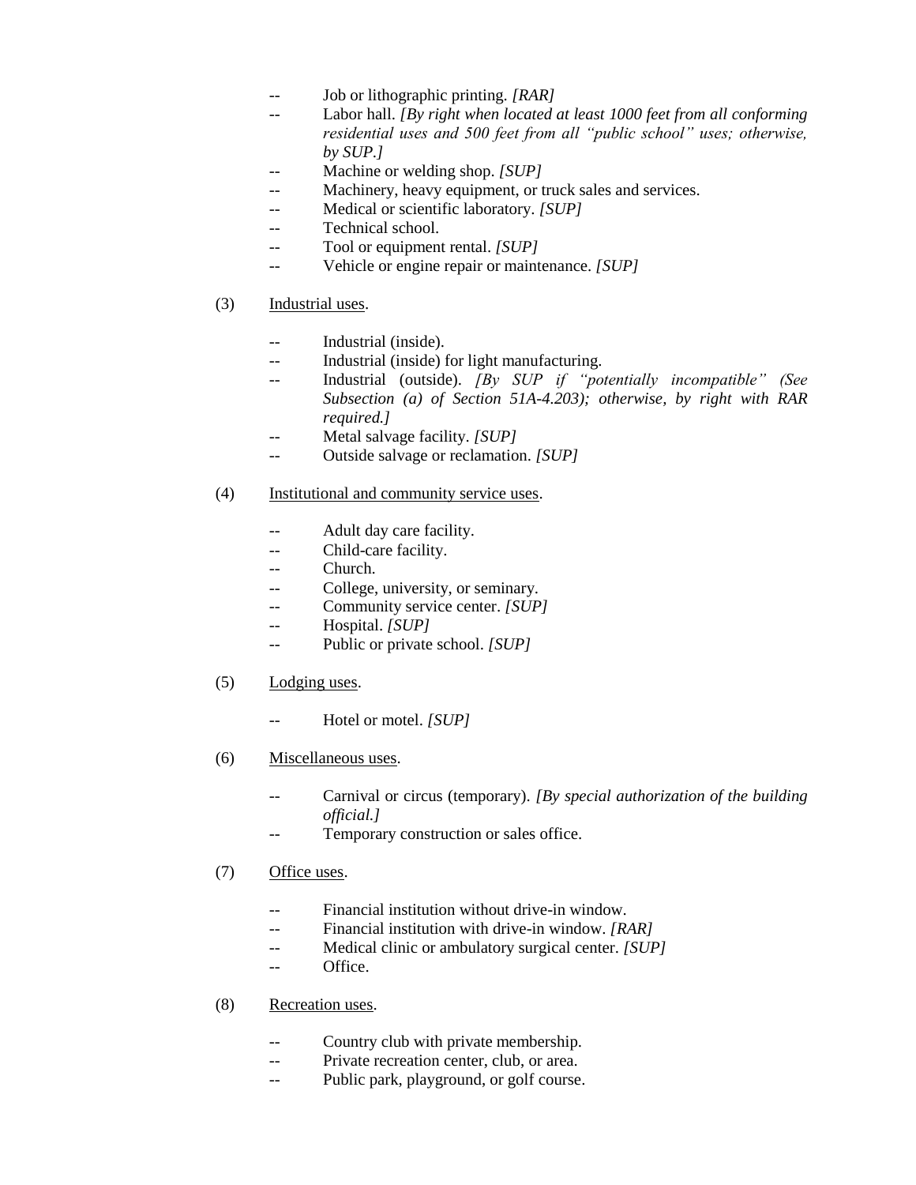- -- Job or lithographic printing. *[RAR]*
- -- Labor hall. *[By right when located at least 1000 feet from all conforming residential uses and 500 feet from all "public school" uses; otherwise, by SUP.]*
- -- Machine or welding shop. *[SUP]*
- -- Machinery, heavy equipment, or truck sales and services.
- -- Medical or scientific laboratory. *[SUP]*
- -- Technical school.
- -- Tool or equipment rental. *[SUP]*
- -- Vehicle or engine repair or maintenance. *[SUP]*

(3) <u>Industrial uses</u>.

- -- Industrial (inside).
- -- Industrial (inside) for light manufacturing.
- -- Industrial (outside). *[By SUP if "potentially incompatible" (See Subsection (a) of Section 51A-4.203); otherwise, by right with RAR required.]*
- -- Metal salvage facility. *[SUP]*
- -- Outside salvage or reclamation. *[SUP]*

(4) <u>Institutional and community service uses</u>.

- -- Adult day care facility.
- -- Child-care facility.
- -- Church.
- -- College, university, or seminary.
- -- Community service center. *[SUP]*
- -- Hospital. *[SUP]*
- -- Public or private school. *[SUP]*

(5) <u>Lodging uses</u>.

- -- Hotel or motel. *[SUP]*

(6) <u>Miscellaneous uses</u>.

- -- Carnival or circus (temporary). *[By special authorization of the building official.]*
- -- Temporary construction or sales office.

(7) <u>Office uses</u>.

- -- Financial institution without drive-in window.
- -- Financial institution with drive-in window. *[RAR]*
- -- Medical clinic or ambulatory surgical center. *[SUP]*
- -- Office.

(8) <u>Recreation uses</u>.

- -- Country club with private membership.
- -- Private recreation center, club, or area.
- -- Public park, playground, or golf course.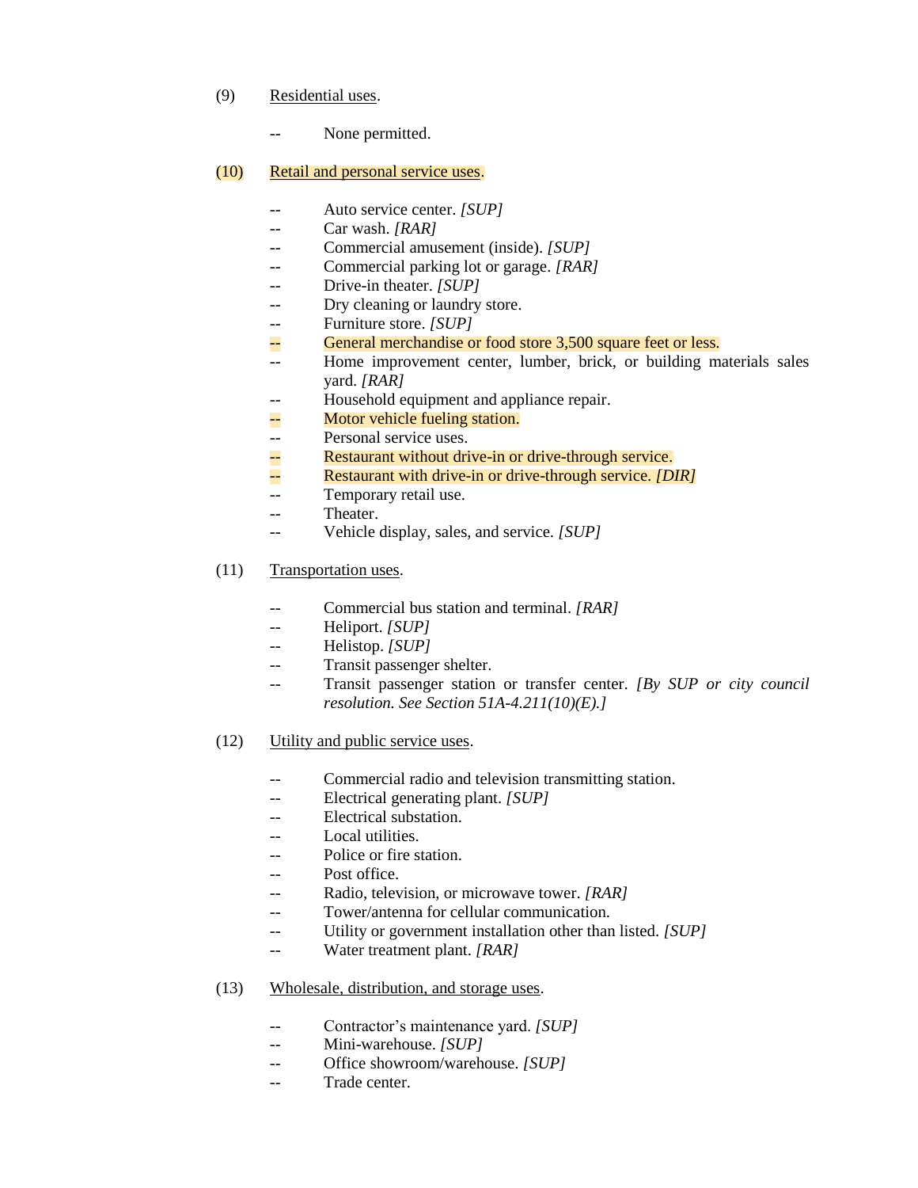(9) Residential uses.

-- None permitted.

(10) Retail and personal service uses.

-- Auto service center. *[SUP]*
-- Car wash. *[RAR]*
-- Commercial amusement (inside). *[SUP]*
-- Commercial parking lot or garage. *[RAR]*
-- Drive-in theater. *[SUP]*
-- Dry cleaning or laundry store.
-- Furniture store. *[SUP]*
-- General merchandise or food store 3,500 square feet or less.
-- Home improvement center, lumber, brick, or building materials sales yard. *[RAR]*
-- Household equipment and appliance repair.
-- Motor vehicle fueling station.
-- Personal service uses.
-- Restaurant without drive-in or drive-through service.
-- Restaurant with drive-in or drive-through service. *[DIR]*
-- Temporary retail use.
-- Theater.
-- Vehicle display, sales, and service. *[SUP]*

(11) Transportation uses.

-- Commercial bus station and terminal. *[RAR]*
-- Heliport. *[SUP]*
-- Helistop. *[SUP]*
-- Transit passenger shelter.
-- Transit passenger station or transfer center. *[By SUP or city council resolution. See Section 51A-4.211(10)(E).]*

(12) Utility and public service uses.

-- Commercial radio and television transmitting station.
-- Electrical generating plant. *[SUP]*
-- Electrical substation.
-- Local utilities.
-- Police or fire station.
-- Post office.
-- Radio, television, or microwave tower. *[RAR]*
-- Tower/antenna for cellular communication.
-- Utility or government installation other than listed. *[SUP]*
-- Water treatment plant. *[RAR]*

(13) Wholesale, distribution, and storage uses.

-- Contractor's maintenance yard. *[SUP]*
-- Mini-warehouse. *[SUP]*
-- Office showroom/warehouse. *[SUP]*
-- Trade center.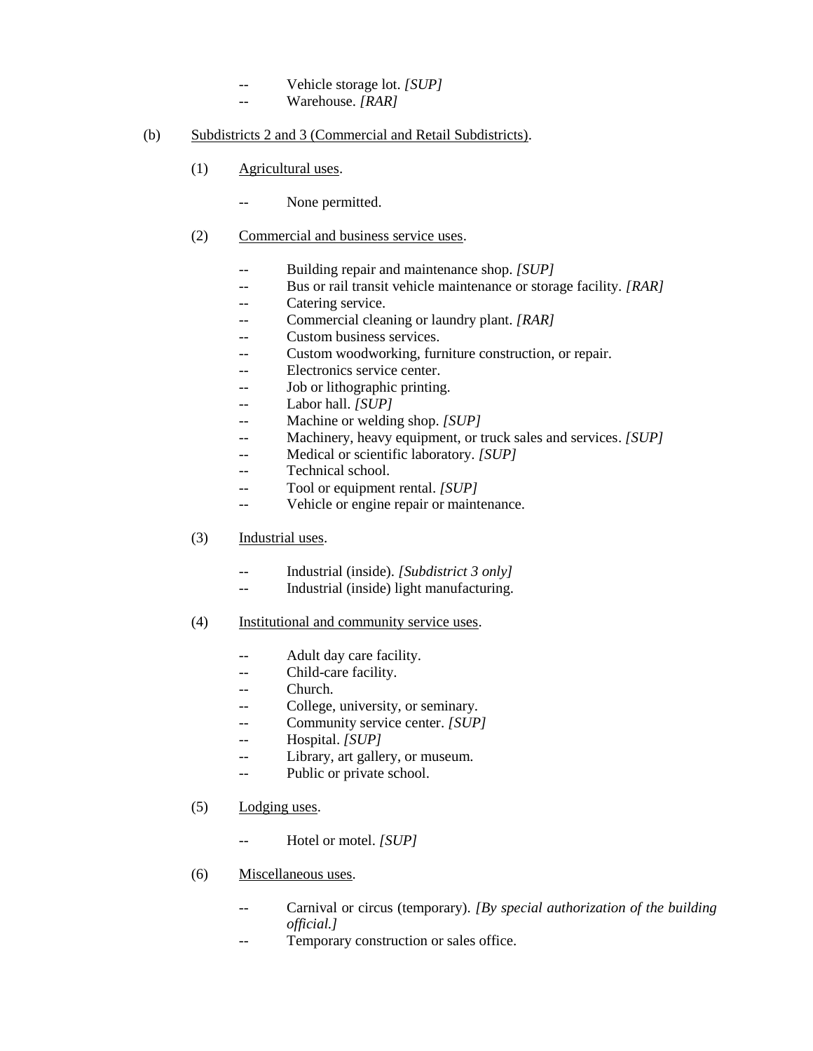-- Vehicle storage lot. *[SUP]*
-- Warehouse. *[RAR]*

(b) Subdistricts 2 and 3 (Commercial and Retail Subdistricts).

(1) Agricultural uses.

-- None permitted.

(2) Commercial and business service uses.

-- Building repair and maintenance shop. *[SUP]*
-- Bus or rail transit vehicle maintenance or storage facility. *[RAR]*
-- Catering service.
-- Commercial cleaning or laundry plant. *[RAR]*
-- Custom business services.
-- Custom woodworking, furniture construction, or repair.
-- Electronics service center.
-- Job or lithographic printing.
-- Labor hall. *[SUP]*
-- Machine or welding shop. *[SUP]*
-- Machinery, heavy equipment, or truck sales and services. *[SUP]*
-- Medical or scientific laboratory. *[SUP]*
-- Technical school.
-- Tool or equipment rental. *[SUP]*
-- Vehicle or engine repair or maintenance.

(3) Industrial uses.

-- Industrial (inside). *[Subdistrict 3 only]*
-- Industrial (inside) light manufacturing.

(4) Institutional and community service uses.

-- Adult day care facility.
-- Child-care facility.
-- Church.
-- College, university, or seminary.
-- Community service center. *[SUP]*
-- Hospital. *[SUP]*
-- Library, art gallery, or museum.
-- Public or private school.

(5) Lodging uses.

-- Hotel or motel. *[SUP]*

(6) Miscellaneous uses.

-- Carnival or circus (temporary). *[By special authorization of the building official.]*
-- Temporary construction or sales office.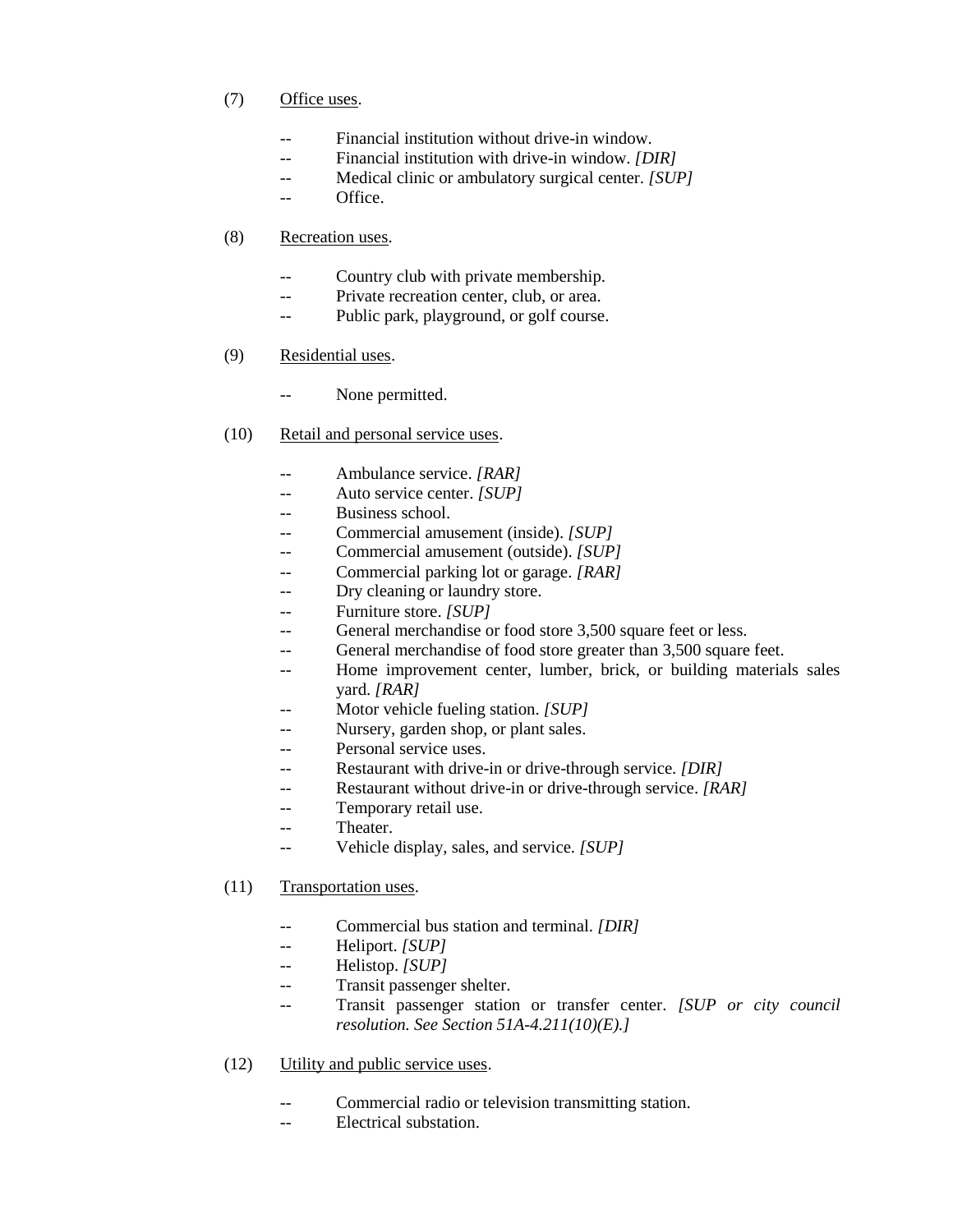(7) Office uses.

- -- Financial institution without drive-in window.
- -- Financial institution with drive-in window. *[DIR]*
- -- Medical clinic or ambulatory surgical center. *[SUP]*
- -- Office.

(8) Recreation uses.

- -- Country club with private membership.
- -- Private recreation center, club, or area.
- -- Public park, playground, or golf course.

(9) Residential uses.

- -- None permitted.

(10) Retail and personal service uses.

- -- Ambulance service. *[RAR]*
- -- Auto service center. *[SUP]*
- -- Business school.
- -- Commercial amusement (inside). *[SUP]*
- -- Commercial amusement (outside). *[SUP]*
- -- Commercial parking lot or garage. *[RAR]*
- -- Dry cleaning or laundry store.
- -- Furniture store. *[SUP]*
- -- General merchandise or food store 3,500 square feet or less.
- -- General merchandise of food store greater than 3,500 square feet.
- -- Home improvement center, lumber, brick, or building materials sales yard. *[RAR]*
- -- Motor vehicle fueling station. *[SUP]*
- -- Nursery, garden shop, or plant sales.
- -- Personal service uses.
- -- Restaurant with drive-in or drive-through service. *[DIR]*
- -- Restaurant without drive-in or drive-through service. *[RAR]*
- -- Temporary retail use.
- -- Theater.
- -- Vehicle display, sales, and service. *[SUP]*

(11) Transportation uses.

- -- Commercial bus station and terminal. *[DIR]*
- -- Heliport. *[SUP]*
- -- Helistop. *[SUP]*
- -- Transit passenger shelter.
- -- Transit passenger station or transfer center. *[SUP or city council resolution. See Section 51A-4.211(10)(E).]*

(12) Utility and public service uses.

- -- Commercial radio or television transmitting station.
- -- Electrical substation.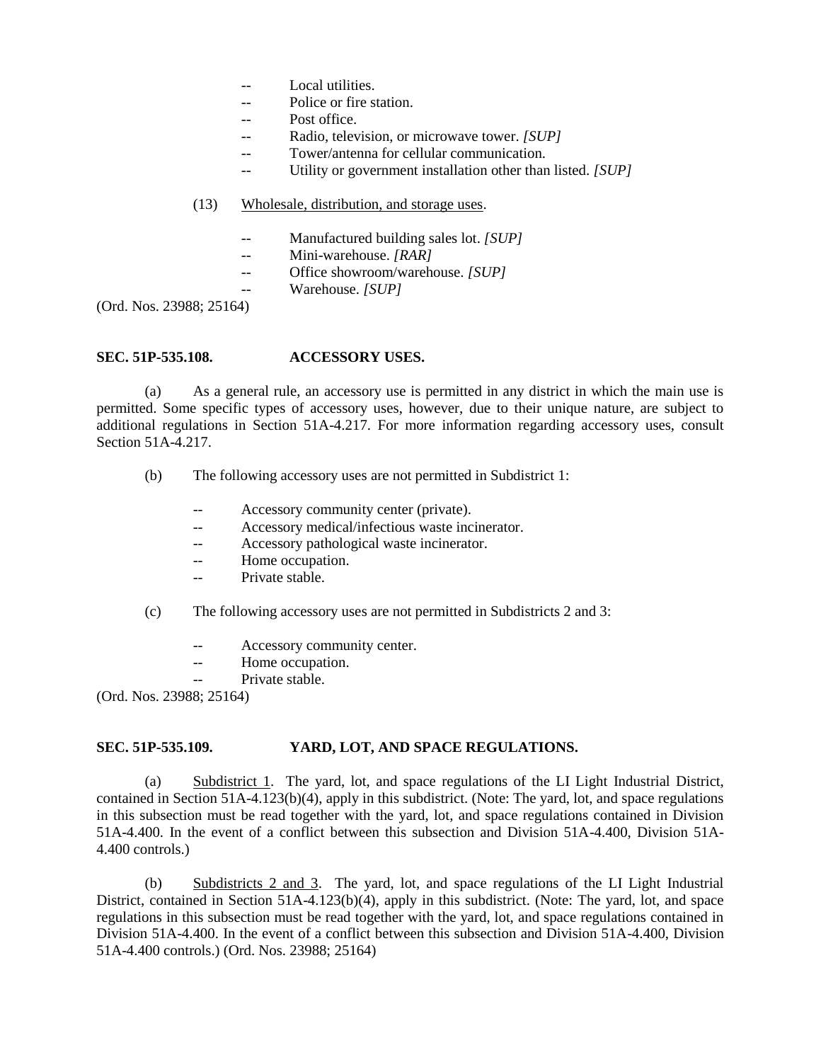-- Local utilities.
-- Police or fire station.
-- Post office.
-- Radio, television, or microwave tower. *[SUP]*
-- Tower/antenna for cellular communication.
-- Utility or government installation other than listed. *[SUP]*

(13) Wholesale, distribution, and storage uses.

-- Manufactured building sales lot. *[SUP]*
-- Mini-warehouse. *[RAR]*
-- Office showroom/warehouse. *[SUP]*
-- Warehouse. *[SUP]*

(Ord. Nos. 23988; 25164)

**SEC. 51P-535.108. ACCESSORY USES.**

(a) As a general rule, an accessory use is permitted in any district in which the main use is permitted. Some specific types of accessory uses, however, due to their unique nature, are subject to additional regulations in Section 51A-4.217. For more information regarding accessory uses, consult Section 51A-4.217.

(b) The following accessory uses are not permitted in Subdistrict 1:

-- Accessory community center (private).
-- Accessory medical/infectious waste incinerator.
-- Accessory pathological waste incinerator.
-- Home occupation.
-- Private stable.

(c) The following accessory uses are not permitted in Subdistricts 2 and 3:

-- Accessory community center.
-- Home occupation.
-- Private stable.

(Ord. Nos. 23988; 25164)

**SEC. 51P-535.109. YARD, LOT, AND SPACE REGULATIONS.**

(a) Subdistrict 1. The yard, lot, and space regulations of the LI Light Industrial District, contained in Section 51A-4.123(b)(4), apply in this subdistrict. (Note: The yard, lot, and space regulations in this subsection must be read together with the yard, lot, and space regulations contained in Division 51A-4.400. In the event of a conflict between this subsection and Division 51A-4.400, Division 51A-4.400 controls.)

(b) Subdistricts 2 and 3. The yard, lot, and space regulations of the LI Light Industrial District, contained in Section 51A-4.123(b)(4), apply in this subdistrict. (Note: The yard, lot, and space regulations in this subsection must be read together with the yard, lot, and space regulations contained in Division 51A-4.400. In the event of a conflict between this subsection and Division 51A-4.400, Division 51A-4.400 controls.) (Ord. Nos. 23988; 25164)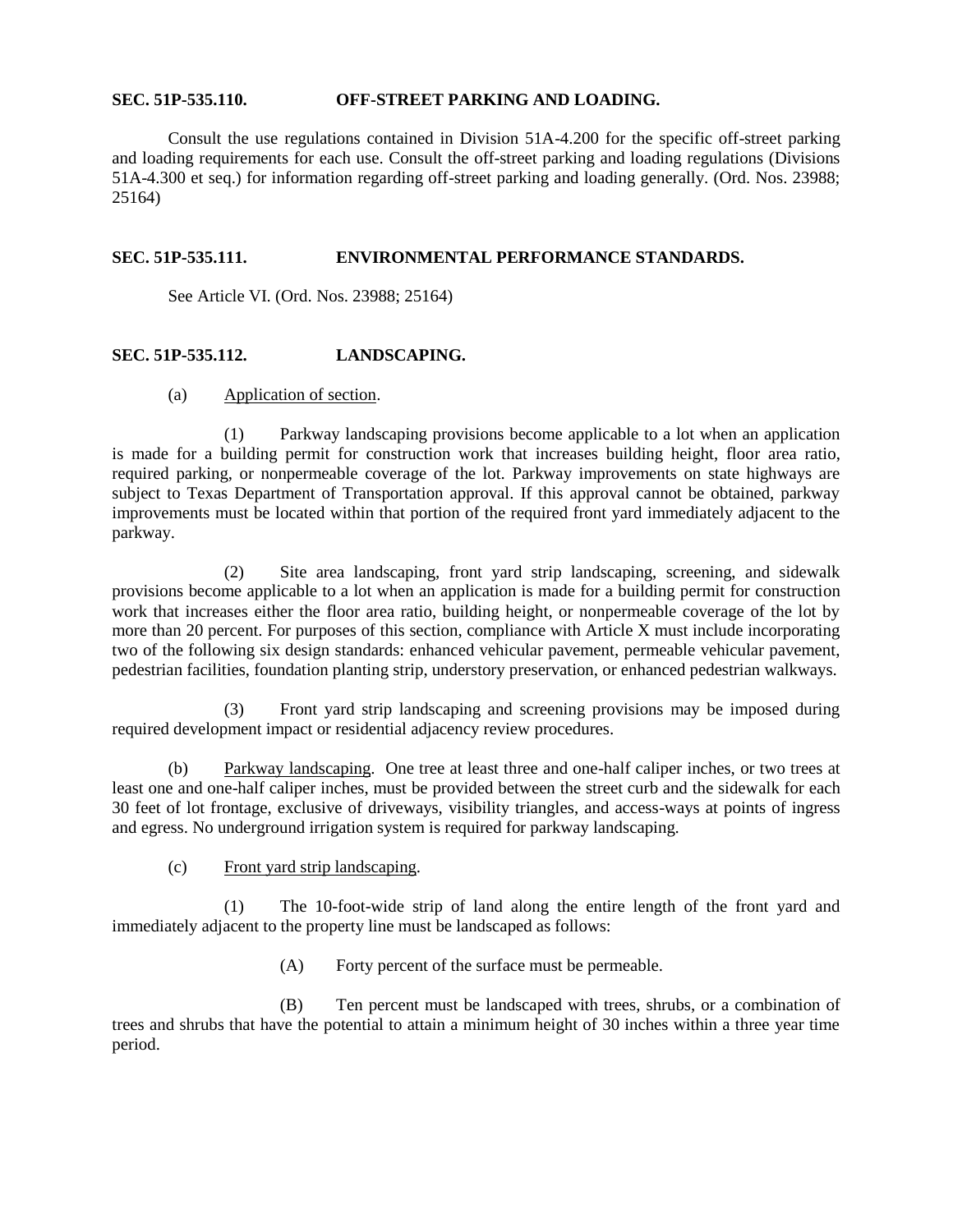**SEC. 51P-535.110. OFF-STREET PARKING AND LOADING.**

Consult the use regulations contained in Division 51A-4.200 for the specific off-street parking and loading requirements for each use. Consult the off-street parking and loading regulations (Divisions 51A-4.300 et seq.) for information regarding off-street parking and loading generally. (Ord. Nos. 23988; 25164)

**SEC. 51P-535.111. ENVIRONMENTAL PERFORMANCE STANDARDS.**

See Article VI. (Ord. Nos. 23988; 25164)

**SEC. 51P-535.112. LANDSCAPING.**

(a) Application of section.

(1) Parkway landscaping provisions become applicable to a lot when an application is made for a building permit for construction work that increases building height, floor area ratio, required parking, or nonpermeable coverage of the lot. Parkway improvements on state highways are subject to Texas Department of Transportation approval. If this approval cannot be obtained, parkway improvements must be located within that portion of the required front yard immediately adjacent to the parkway.

(2) Site area landscaping, front yard strip landscaping, screening, and sidewalk provisions become applicable to a lot when an application is made for a building permit for construction work that increases either the floor area ratio, building height, or nonpermeable coverage of the lot by more than 20 percent. For purposes of this section, compliance with Article X must include incorporating two of the following six design standards: enhanced vehicular pavement, permeable vehicular pavement, pedestrian facilities, foundation planting strip, understory preservation, or enhanced pedestrian walkways.

(3) Front yard strip landscaping and screening provisions may be imposed during required development impact or residential adjacency review procedures.

(b) Parkway landscaping. One tree at least three and one-half caliper inches, or two trees at least one and one-half caliper inches, must be provided between the street curb and the sidewalk for each 30 feet of lot frontage, exclusive of driveways, visibility triangles, and access-ways at points of ingress and egress. No underground irrigation system is required for parkway landscaping.

(c) Front yard strip landscaping.

(1) The 10-foot-wide strip of land along the entire length of the front yard and immediately adjacent to the property line must be landscaped as follows:

(A) Forty percent of the surface must be permeable.

(B) Ten percent must be landscaped with trees, shrubs, or a combination of trees and shrubs that have the potential to attain a minimum height of 30 inches within a three year time period.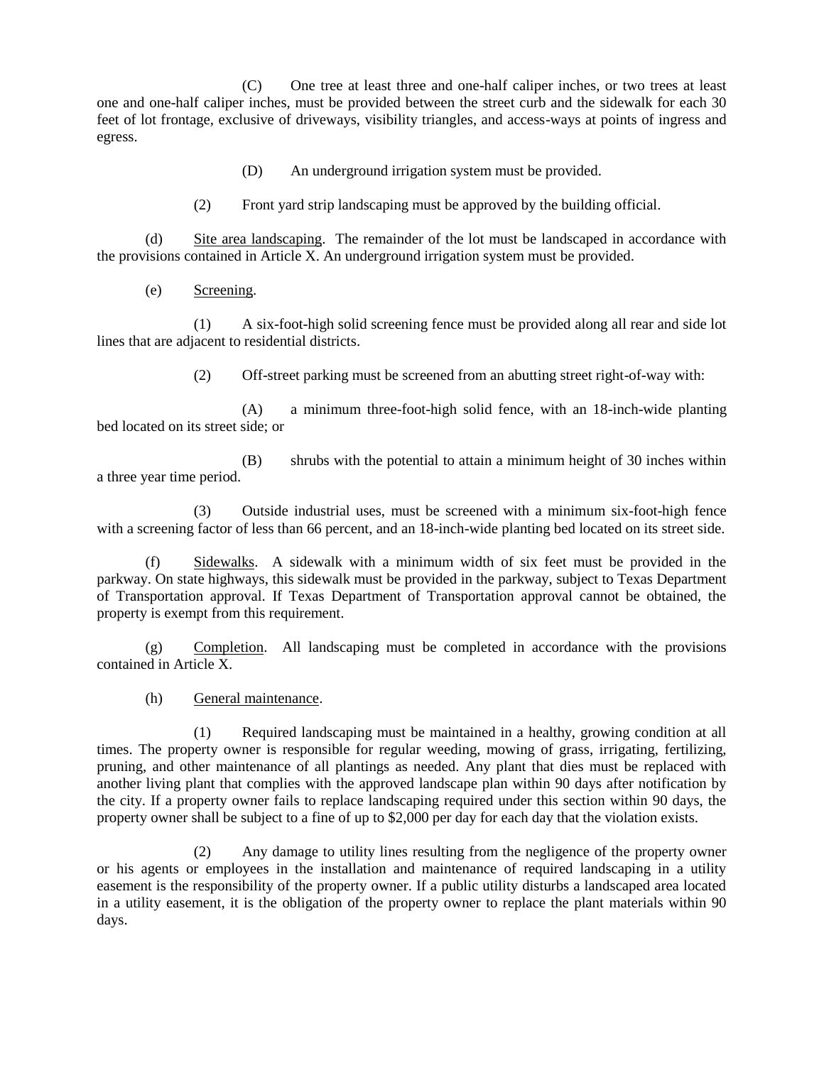(C) One tree at least three and one-half caliper inches, or two trees at least one and one-half caliper inches, must be provided between the street curb and the sidewalk for each 30 feet of lot frontage, exclusive of driveways, visibility triangles, and access-ways at points of ingress and egress.

(D) An underground irrigation system must be provided.

(2) Front yard strip landscaping must be approved by the building official.

(d) Site area landscaping. The remainder of the lot must be landscaped in accordance with the provisions contained in Article X. An underground irrigation system must be provided.

(e) Screening.

(1) A six-foot-high solid screening fence must be provided along all rear and side lot lines that are adjacent to residential districts.

(2) Off-street parking must be screened from an abutting street right-of-way with:

(A) a minimum three-foot-high solid fence, with an 18-inch-wide planting bed located on its street side; or

(B) shrubs with the potential to attain a minimum height of 30 inches within a three year time period.

(3) Outside industrial uses, must be screened with a minimum six-foot-high fence with a screening factor of less than 66 percent, and an 18-inch-wide planting bed located on its street side.

(f) Sidewalks. A sidewalk with a minimum width of six feet must be provided in the parkway. On state highways, this sidewalk must be provided in the parkway, subject to Texas Department of Transportation approval. If Texas Department of Transportation approval cannot be obtained, the property is exempt from this requirement.

(g) Completion. All landscaping must be completed in accordance with the provisions contained in Article X.

(h) General maintenance.

(1) Required landscaping must be maintained in a healthy, growing condition at all times. The property owner is responsible for regular weeding, mowing of grass, irrigating, fertilizing, pruning, and other maintenance of all plantings as needed. Any plant that dies must be replaced with another living plant that complies with the approved landscape plan within 90 days after notification by the city. If a property owner fails to replace landscaping required under this section within 90 days, the property owner shall be subject to a fine of up to $2,000 per day for each day that the violation exists.

(2) Any damage to utility lines resulting from the negligence of the property owner or his agents or employees in the installation and maintenance of required landscaping in a utility easement is the responsibility of the property owner. If a public utility disturbs a landscaped area located in a utility easement, it is the obligation of the property owner to replace the plant materials within 90 days.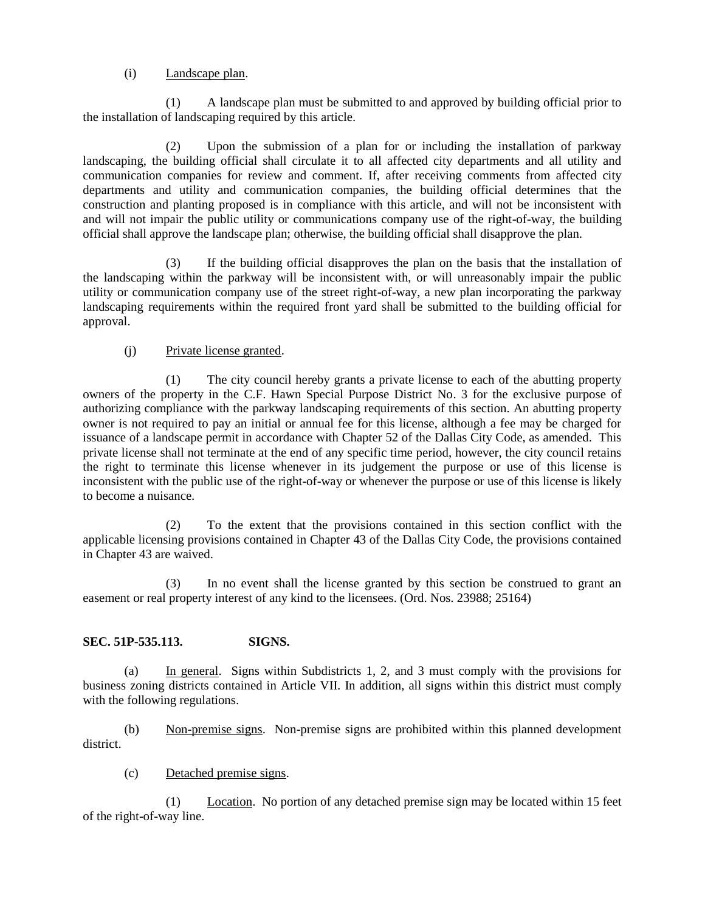(i) Landscape plan.

(1) A landscape plan must be submitted to and approved by building official prior to the installation of landscaping required by this article.

(2) Upon the submission of a plan for or including the installation of parkway landscaping, the building official shall circulate it to all affected city departments and all utility and communication companies for review and comment. If, after receiving comments from affected city departments and utility and communication companies, the building official determines that the construction and planting proposed is in compliance with this article, and will not be inconsistent with and will not impair the public utility or communications company use of the right-of-way, the building official shall approve the landscape plan; otherwise, the building official shall disapprove the plan.

(3) If the building official disapproves the plan on the basis that the installation of the landscaping within the parkway will be inconsistent with, or will unreasonably impair the public utility or communication company use of the street right-of-way, a new plan incorporating the parkway landscaping requirements within the required front yard shall be submitted to the building official for approval.

(j) Private license granted.

(1) The city council hereby grants a private license to each of the abutting property owners of the property in the C.F. Hawn Special Purpose District No. 3 for the exclusive purpose of authorizing compliance with the parkway landscaping requirements of this section. An abutting property owner is not required to pay an initial or annual fee for this license, although a fee may be charged for issuance of a landscape permit in accordance with Chapter 52 of the Dallas City Code, as amended. This private license shall not terminate at the end of any specific time period, however, the city council retains the right to terminate this license whenever in its judgement the purpose or use of this license is inconsistent with the public use of the right-of-way or whenever the purpose or use of this license is likely to become a nuisance.

(2) To the extent that the provisions contained in this section conflict with the applicable licensing provisions contained in Chapter 43 of the Dallas City Code, the provisions contained in Chapter 43 are waived.

(3) In no event shall the license granted by this section be construed to grant an easement or real property interest of any kind to the licensees. (Ord. Nos. 23988; 25164)

**SEC. 51P-535.113. SIGNS.**

(a) In general. Signs within Subdistricts 1, 2, and 3 must comply with the provisions for business zoning districts contained in Article VII. In addition, all signs within this district must comply with the following regulations.

(b) Non-premise signs. Non-premise signs are prohibited within this planned development district.

(c) Detached premise signs.

(1) Location. No portion of any detached premise sign may be located within 15 feet of the right-of-way line.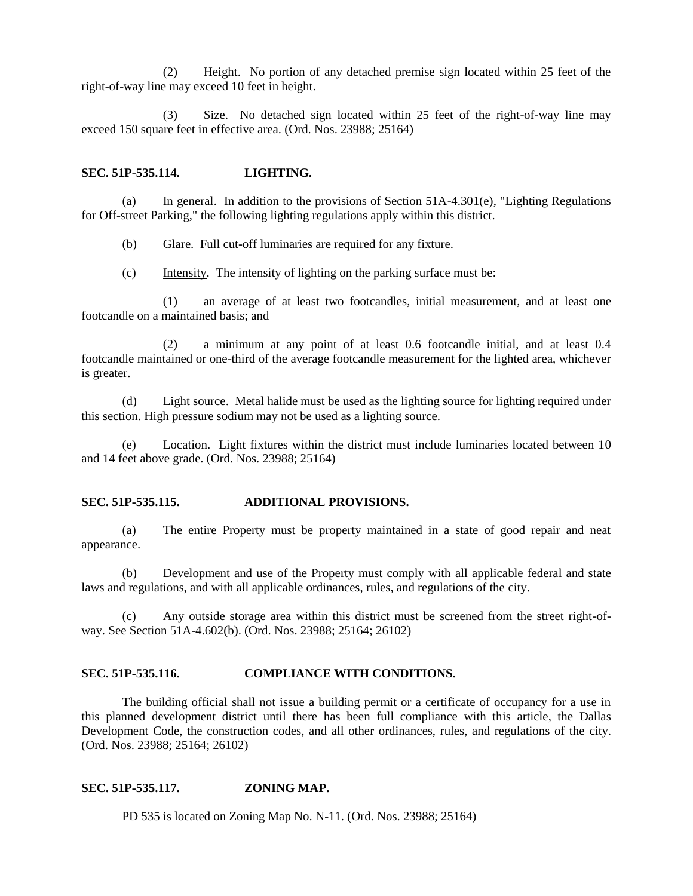(2) Height. No portion of any detached premise sign located within 25 feet of the right-of-way line may exceed 10 feet in height.

(3) Size. No detached sign located within 25 feet of the right-of-way line may exceed 150 square feet in effective area. (Ord. Nos. 23988; 25164)

**SEC. 51P-535.114. LIGHTING.**

(a) In general. In addition to the provisions of Section 51A-4.301(e), "Lighting Regulations for Off-street Parking," the following lighting regulations apply within this district.

(b) Glare. Full cut-off luminaries are required for any fixture.

(c) Intensity. The intensity of lighting on the parking surface must be:

(1) an average of at least two footcandles, initial measurement, and at least one footcandle on a maintained basis; and

(2) a minimum at any point of at least 0.6 footcandle initial, and at least 0.4 footcandle maintained or one-third of the average footcandle measurement for the lighted area, whichever is greater.

(d) Light source. Metal halide must be used as the lighting source for lighting required under this section. High pressure sodium may not be used as a lighting source.

(e) Location. Light fixtures within the district must include luminaries located between 10 and 14 feet above grade. (Ord. Nos. 23988; 25164)

**SEC. 51P-535.115. ADDITIONAL PROVISIONS.**

(a) The entire Property must be property maintained in a state of good repair and neat appearance.

(b) Development and use of the Property must comply with all applicable federal and state laws and regulations, and with all applicable ordinances, rules, and regulations of the city.

(c) Any outside storage area within this district must be screened from the street right-of-way. See Section 51A-4.602(b). (Ord. Nos. 23988; 25164; 26102)

**SEC. 51P-535.116. COMPLIANCE WITH CONDITIONS.**

The building official shall not issue a building permit or a certificate of occupancy for a use in this planned development district until there has been full compliance with this article, the Dallas Development Code, the construction codes, and all other ordinances, rules, and regulations of the city. (Ord. Nos. 23988; 25164; 26102)

**SEC. 51P-535.117. ZONING MAP.**

PD 535 is located on Zoning Map No. N-11. (Ord. Nos. 23988; 25164)